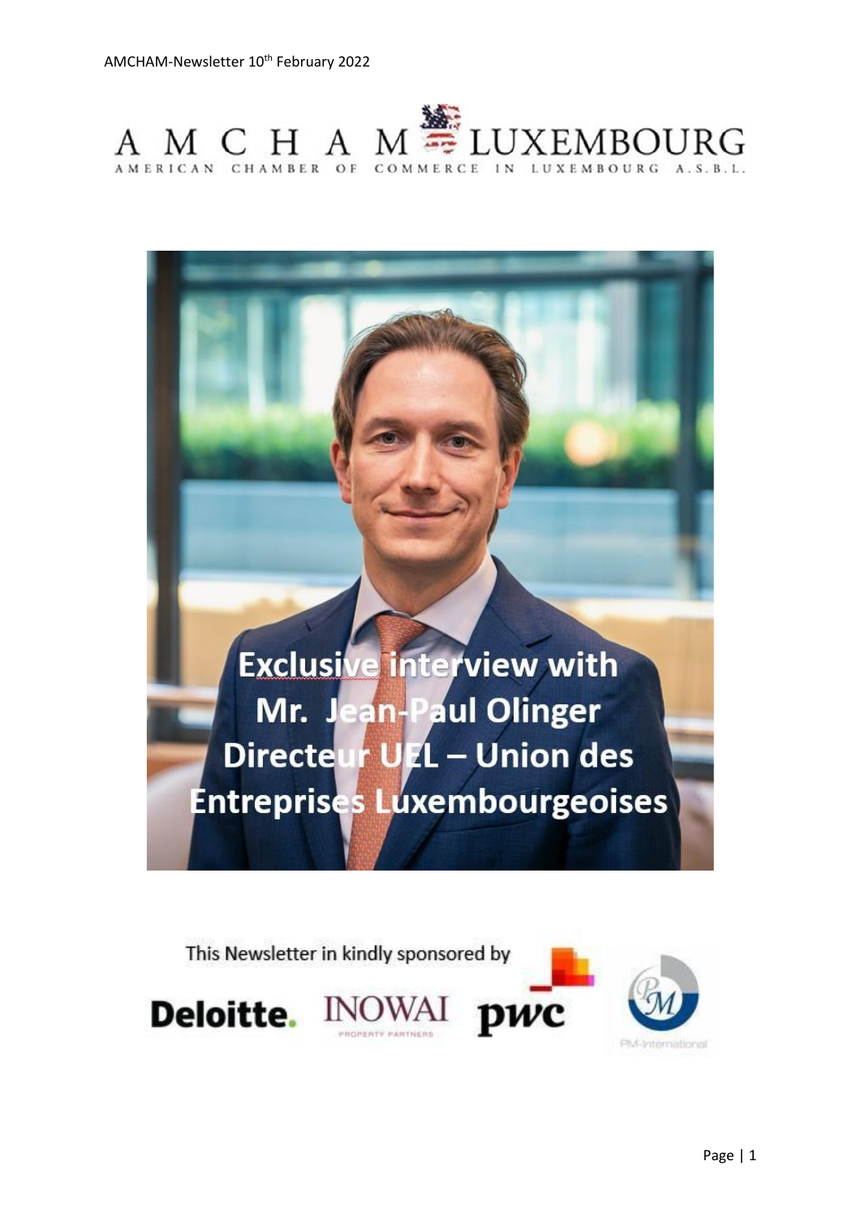# AMCHAM LUXEMBOURG

AMERICAN CHAMBER OF COMMERCE IN LUXEMBOURG A.S.B.L.

**Exclusive interview with Mr. Jean-Paul Olinger Directeur UEL – Union des Entreprises Luxembourgeoises**

This Newsletter in kindly sponsored by

Deloitte. INOWAI PROPERTY PARTNERS pwc PM-International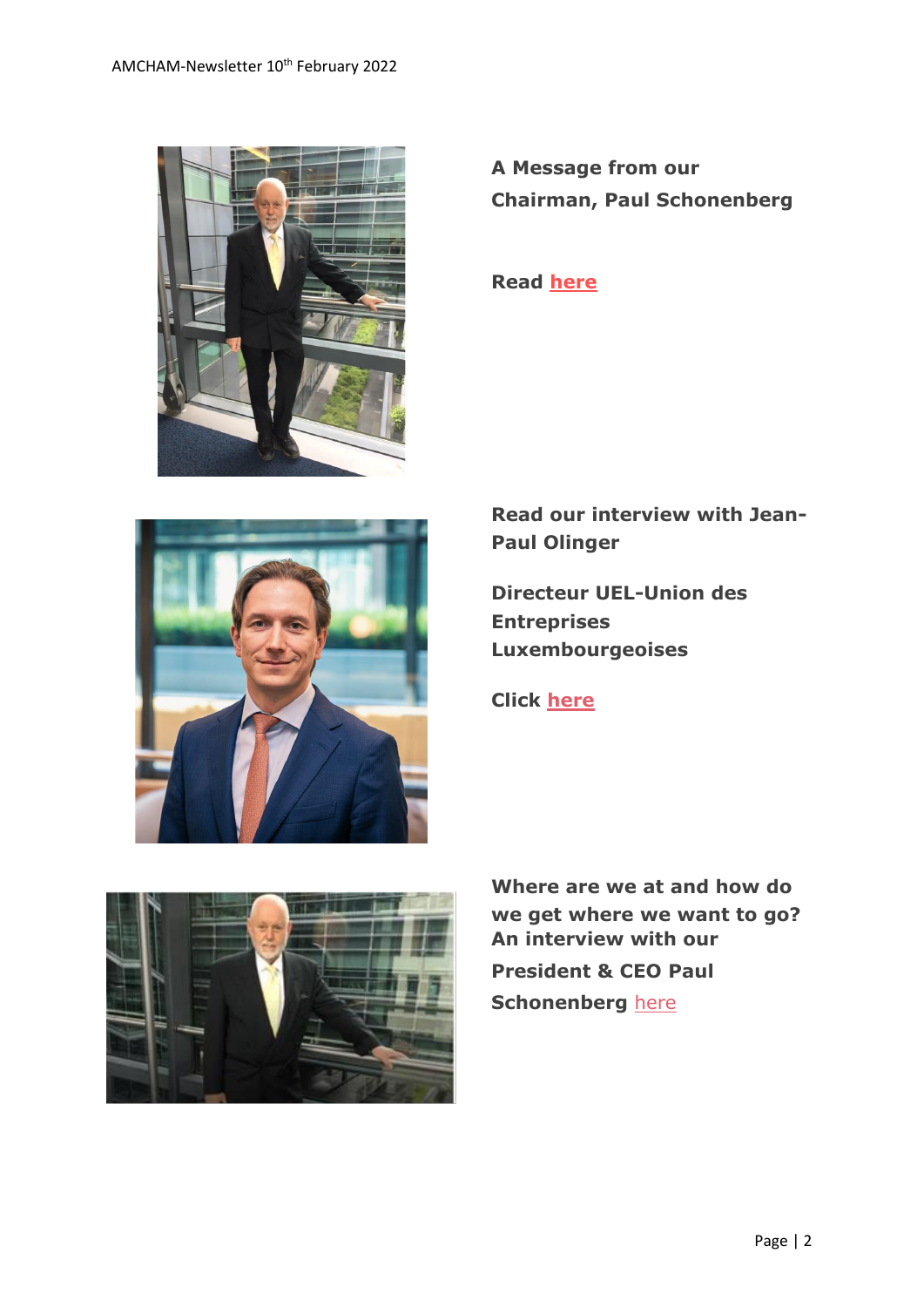**A Message from our Chairman, Paul Schonenberg**

**Read here**

**Read our interview with Jean-Paul Olinger**

**Directeur UEL-Union des Entreprises Luxembourgeoises**

**Click here**

**Where are we at and how do we get where we want to go? An interview with our President & CEO Paul Schonenberg** here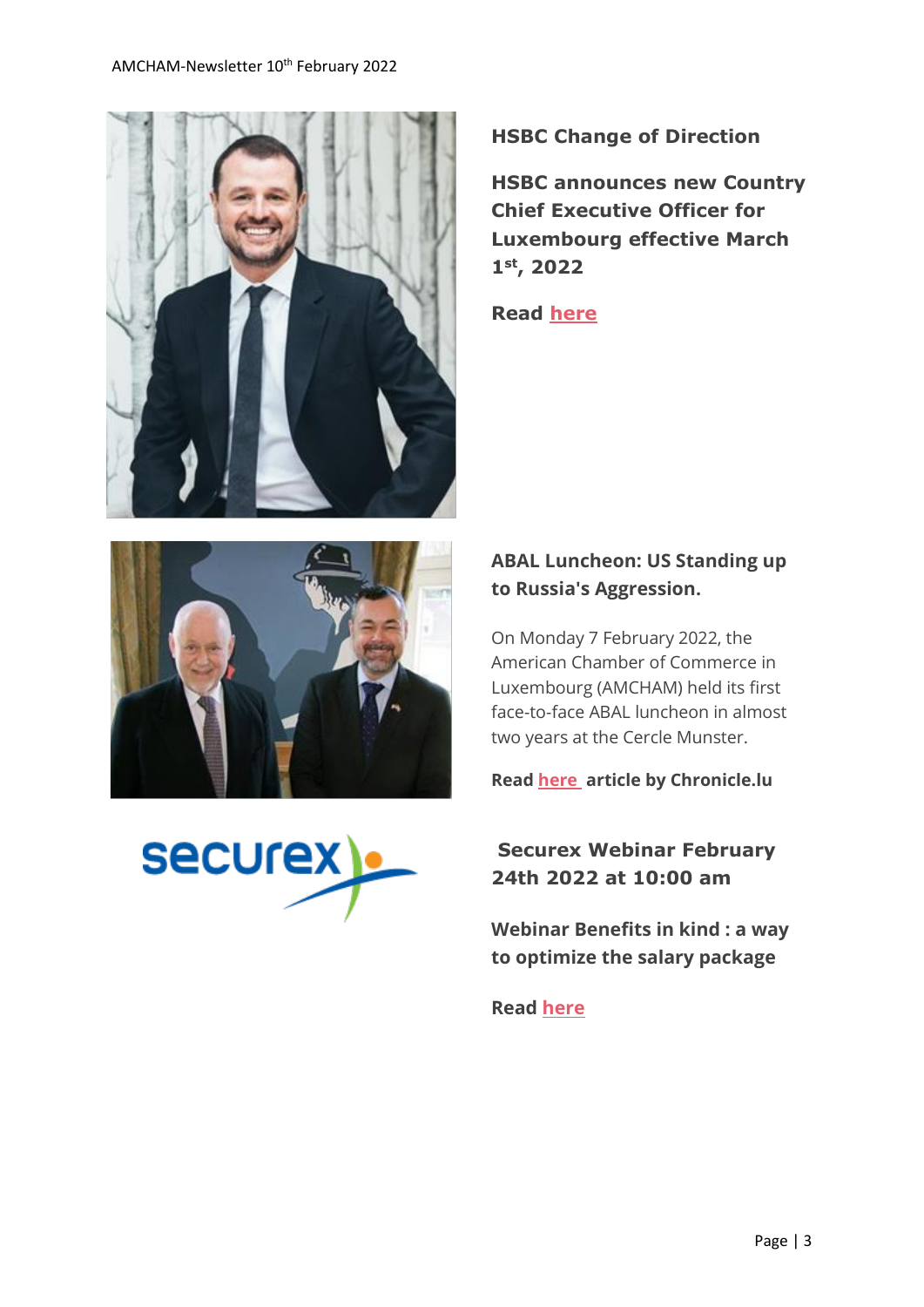## HSBC Change of Direction

**HSBC announces new Country Chief Executive Officer for Luxembourg effective March 1st, 2022**

**Read here**

## ABAL Luncheon: US Standing up to Russia's Aggression.

On Monday 7 February 2022, the American Chamber of Commerce in Luxembourg (AMCHAM) held its first face-to-face ABAL luncheon in almost two years at the Cercle Munster.

**Read here article by Chronicle.lu**

## Securex Webinar February 24th 2022 at 10:00 am

**Webinar Benefits in kind : a way to optimize the salary package**

**Read here**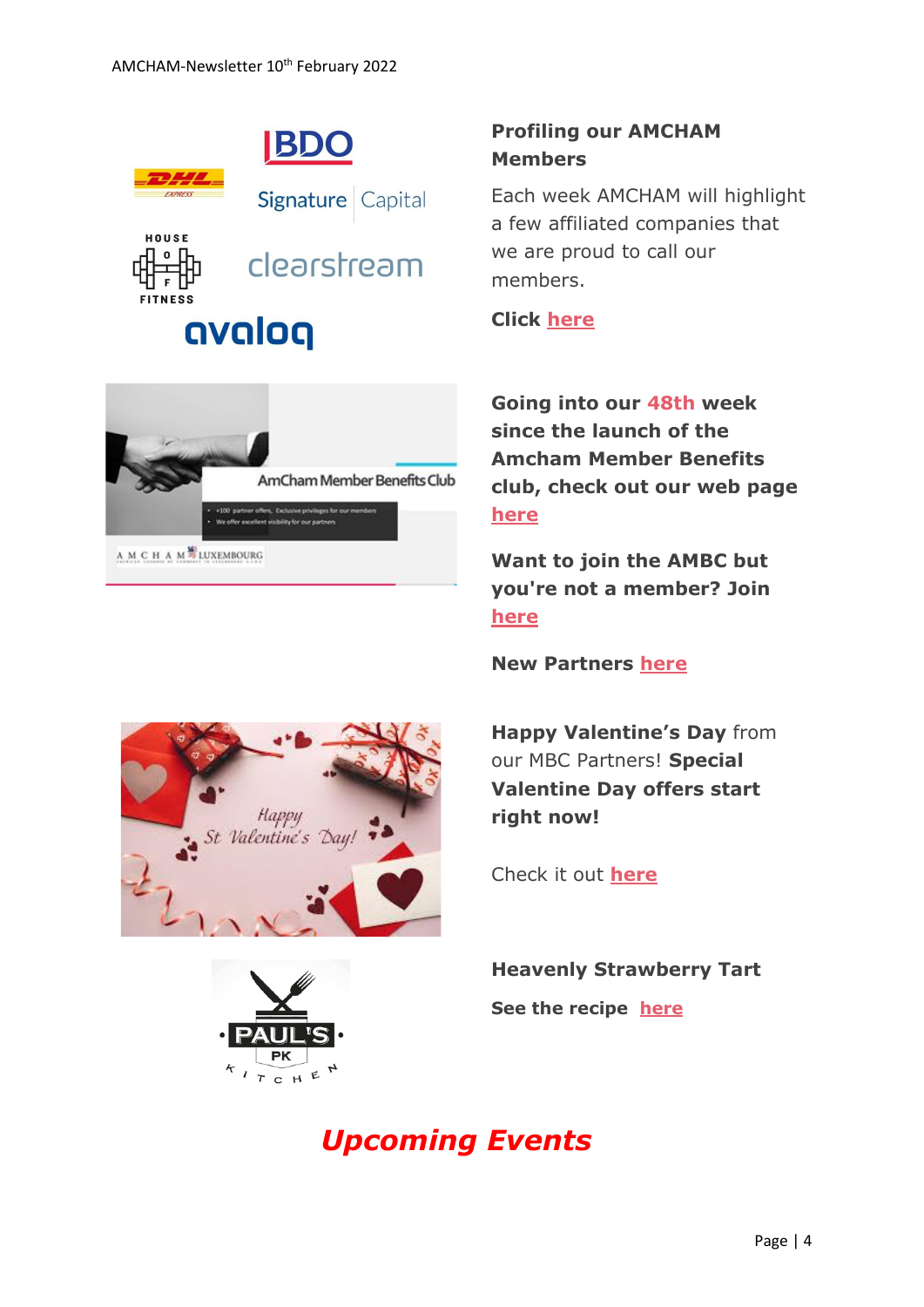**Profiling our AMCHAM Members**

Each week AMCHAM will highlight a few affiliated companies that we are proud to call our members.

**Click here**

**Going into our 48th week since the launch of the Amcham Member Benefits club, check out our web page here**

**Want to join the AMBC but you're not a member? Join here**

**New Partners here**

**Happy Valentine's Day** from our MBC Partners! **Special Valentine Day offers start right now!**

Check it out **here**

**Heavenly Strawberry Tart**

**See the recipe here**

## *Upcoming Events*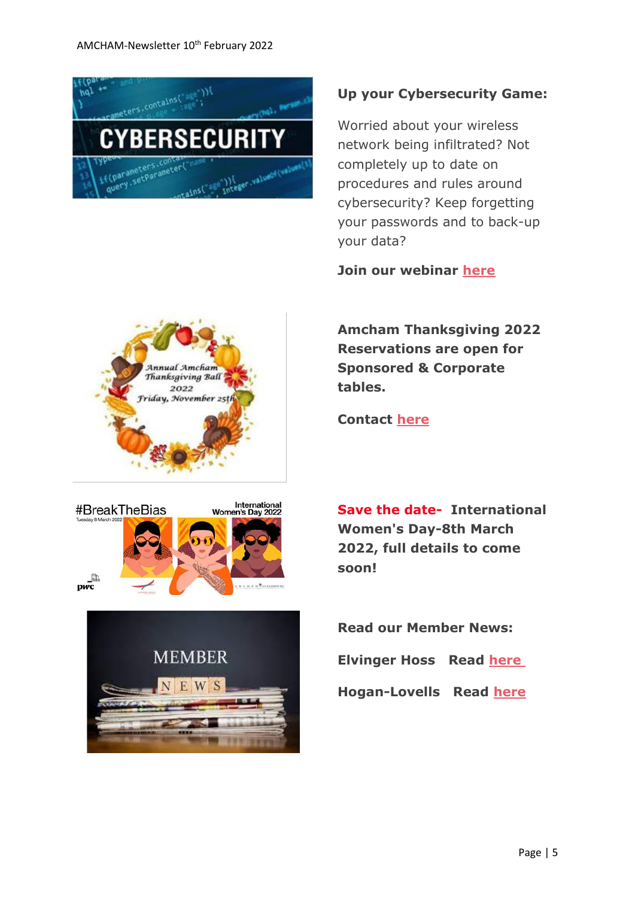**Up your Cybersecurity Game:**

Worried about your wireless network being infiltrated? Not completely up to date on procedures and rules around cybersecurity? Keep forgetting your passwords and to back-up your data?

**Join our webinar here**

**Amcham Thanksgiving 2022 Reservations are open for Sponsored & Corporate tables.**

**Contact here**

**Save the date- International Women's Day-8th March 2022, full details to come soon!**

**Read our Member News:**

**Elvinger Hoss Read here**

**Hogan-Lovells Read here**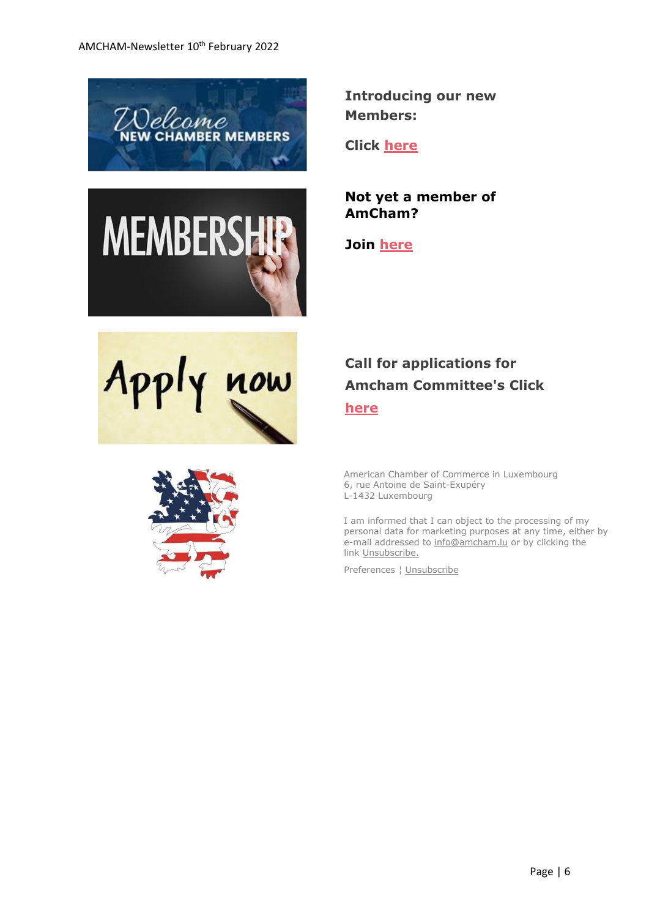**Introducing our new Members:**

**Click here**

**Not yet a member of AmCham?**

**Join here**

**Call for applications for Amcham Committee's Click here**

American Chamber of Commerce in Luxembourg
6, rue Antoine de Saint-Exupéry
L-1432 Luxembourg

I am informed that I can object to the processing of my personal data for marketing purposes at any time, either by e-mail addressed to info@amcham.lu or by clicking the link Unsubscribe.

Preferences ¦ Unsubscribe